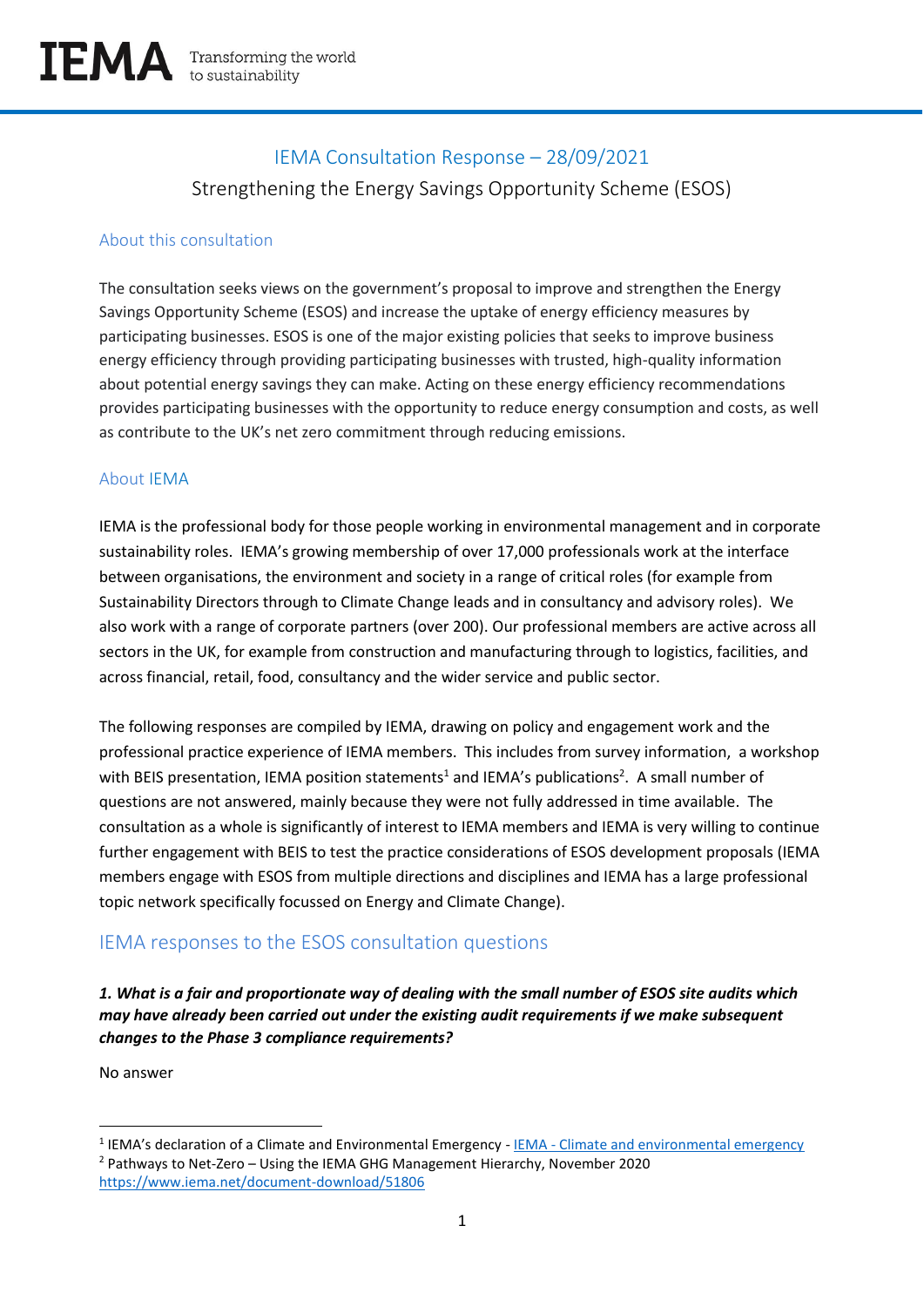IEMA Transforming the world to sustainability

# IEMA Consultation Response – 28/09/2021

## Strengthening the Energy Savings Opportunity Scheme (ESOS)

### About this consultation

The consultation seeks views on the government's proposal to improve and strengthen the Energy Savings Opportunity Scheme (ESOS) and increase the uptake of energy efficiency measures by participating businesses. ESOS is one of the major existing policies that seeks to improve business energy efficiency through providing participating businesses with trusted, high-quality information about potential energy savings they can make. Acting on these energy efficiency recommendations provides participating businesses with the opportunity to reduce energy consumption and costs, as well as contribute to the UK's net zero commitment through reducing emissions.

### About IEMA

IEMA is the professional body for those people working in environmental management and in corporate sustainability roles. IEMA's growing membership of over 17,000 professionals work at the interface between organisations, the environment and society in a range of critical roles (for example from Sustainability Directors through to Climate Change leads and in consultancy and advisory roles). We also work with a range of corporate partners (over 200). Our professional members are active across all sectors in the UK, for example from construction and manufacturing through to logistics, facilities, and across financial, retail, food, consultancy and the wider service and public sector.

The following responses are compiled by IEMA, drawing on policy and engagement work and the professional practice experience of IEMA members. This includes from survey information, a workshop with BEIS presentation, IEMA position statements[1] and IEMA's publications[2]. A small number of questions are not answered, mainly because they were not fully addressed in time available. The consultation as a whole is significantly of interest to IEMA members and IEMA is very willing to continue further engagement with BEIS to test the practice considerations of ESOS development proposals (IEMA members engage with ESOS from multiple directions and disciplines and IEMA has a large professional topic network specifically focussed on Energy and Climate Change).

## IEMA responses to the ESOS consultation questions

***1. What is a fair and proportionate way of dealing with the small number of ESOS site audits which may have already been carried out under the existing audit requirements if we make subsequent changes to the Phase 3 compliance requirements?***

No answer

---

[1] IEMA's declaration of a Climate and Environmental Emergency - [IEMA - Climate and environmental emergency](IEMA - Climate and environmental emergency)

[2] Pathways to Net-Zero – Using the IEMA GHG Management Hierarchy, November 2020 https://www.iema.net/document-download/51806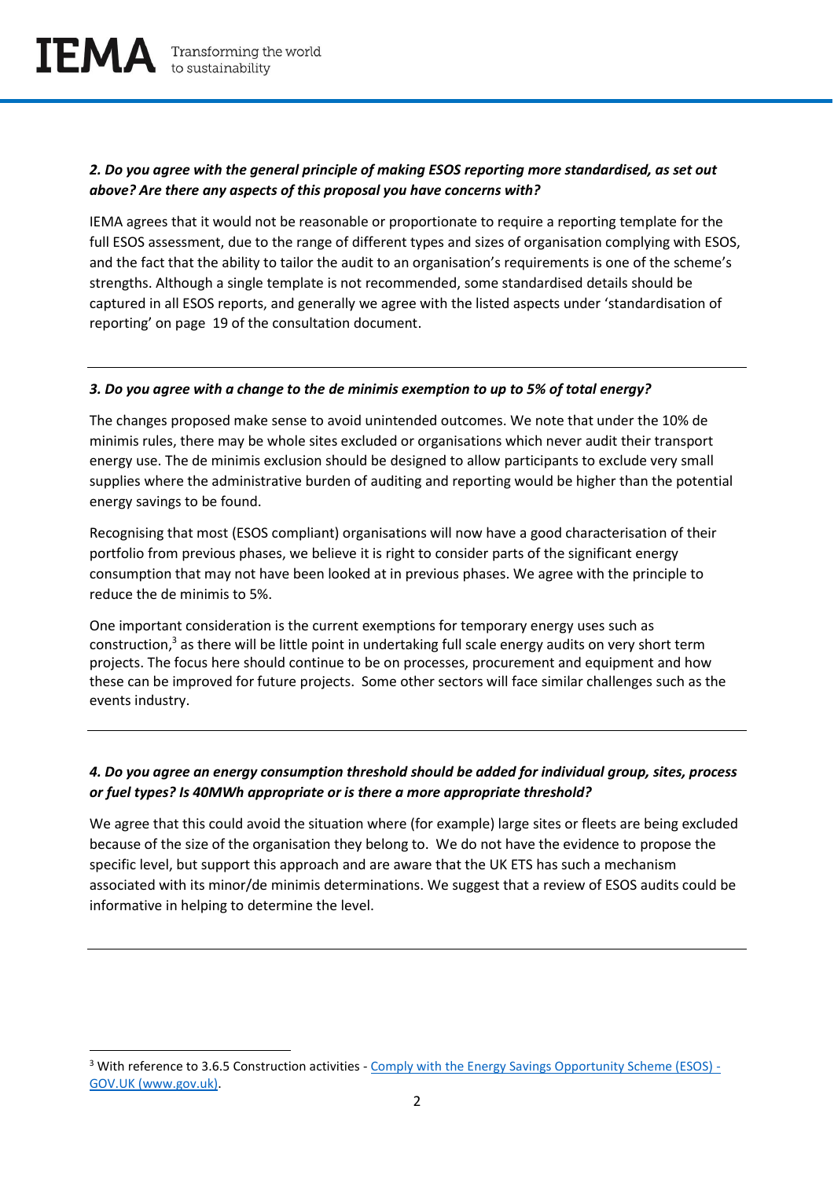***2. Do you agree with the general principle of making ESOS reporting more standardised, as set out above? Are there any aspects of this proposal you have concerns with?***

IEMA agrees that it would not be reasonable or proportionate to require a reporting template for the full ESOS assessment, due to the range of different types and sizes of organisation complying with ESOS, and the fact that the ability to tailor the audit to an organisation's requirements is one of the scheme's strengths. Although a single template is not recommended, some standardised details should be captured in all ESOS reports, and generally we agree with the listed aspects under 'standardisation of reporting' on page 19 of the consultation document.

---

***3. Do you agree with a change to the de minimis exemption to up to 5% of total energy?***

The changes proposed make sense to avoid unintended outcomes. We note that under the 10% de minimis rules, there may be whole sites excluded or organisations which never audit their transport energy use. The de minimis exclusion should be designed to allow participants to exclude very small supplies where the administrative burden of auditing and reporting would be higher than the potential energy savings to be found.

Recognising that most (ESOS compliant) organisations will now have a good characterisation of their portfolio from previous phases, we believe it is right to consider parts of the significant energy consumption that may not have been looked at in previous phases. We agree with the principle to reduce the de minimis to 5%.

One important consideration is the current exemptions for temporary energy uses such as construction,[3] as there will be little point in undertaking full scale energy audits on very short term projects. The focus here should continue to be on processes, procurement and equipment and how these can be improved for future projects. Some other sectors will face similar challenges such as the events industry.

---

***4. Do you agree an energy consumption threshold should be added for individual group, sites, process or fuel types? Is 40MWh appropriate or is there a more appropriate threshold?***

We agree that this could avoid the situation where (for example) large sites or fleets are being excluded because of the size of the organisation they belong to. We do not have the evidence to propose the specific level, but support this approach and are aware that the UK ETS has such a mechanism associated with its minor/de minimis determinations. We suggest that a review of ESOS audits could be informative in helping to determine the level.

---

[3] With reference to 3.6.5 Construction activities - [Comply with the Energy Savings Opportunity Scheme (ESOS) - GOV.UK (www.gov.uk)](https://www.gov.uk).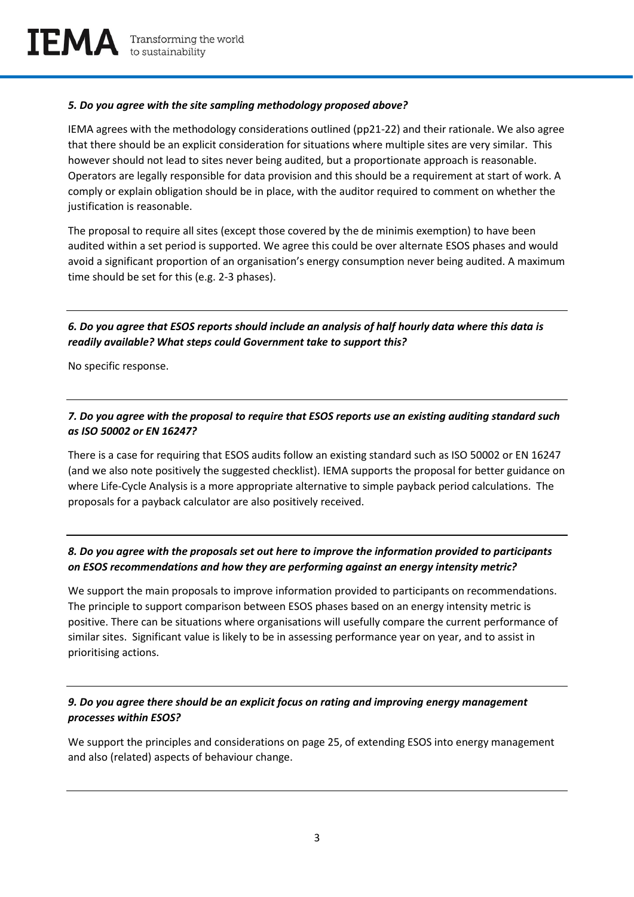***5. Do you agree with the site sampling methodology proposed above?***

IEMA agrees with the methodology considerations outlined (pp21-22) and their rationale. We also agree that there should be an explicit consideration for situations where multiple sites are very similar. This however should not lead to sites never being audited, but a proportionate approach is reasonable. Operators are legally responsible for data provision and this should be a requirement at start of work. A comply or explain obligation should be in place, with the auditor required to comment on whether the justification is reasonable.

The proposal to require all sites (except those covered by the de minimis exemption) to have been audited within a set period is supported. We agree this could be over alternate ESOS phases and would avoid a significant proportion of an organisation's energy consumption never being audited. A maximum time should be set for this (e.g. 2-3 phases).

---

***6. Do you agree that ESOS reports should include an analysis of half hourly data where this data is readily available? What steps could Government take to support this?***

No specific response.

---

***7. Do you agree with the proposal to require that ESOS reports use an existing auditing standard such as ISO 50002 or EN 16247?***

There is a case for requiring that ESOS audits follow an existing standard such as ISO 50002 or EN 16247 (and we also note positively the suggested checklist). IEMA supports the proposal for better guidance on where Life-Cycle Analysis is a more appropriate alternative to simple payback period calculations. The proposals for a payback calculator are also positively received.

---

***8. Do you agree with the proposals set out here to improve the information provided to participants on ESOS recommendations and how they are performing against an energy intensity metric?***

We support the main proposals to improve information provided to participants on recommendations. The principle to support comparison between ESOS phases based on an energy intensity metric is positive. There can be situations where organisations will usefully compare the current performance of similar sites. Significant value is likely to be in assessing performance year on year, and to assist in prioritising actions.

---

***9. Do you agree there should be an explicit focus on rating and improving energy management processes within ESOS?***

We support the principles and considerations on page 25, of extending ESOS into energy management and also (related) aspects of behaviour change.

---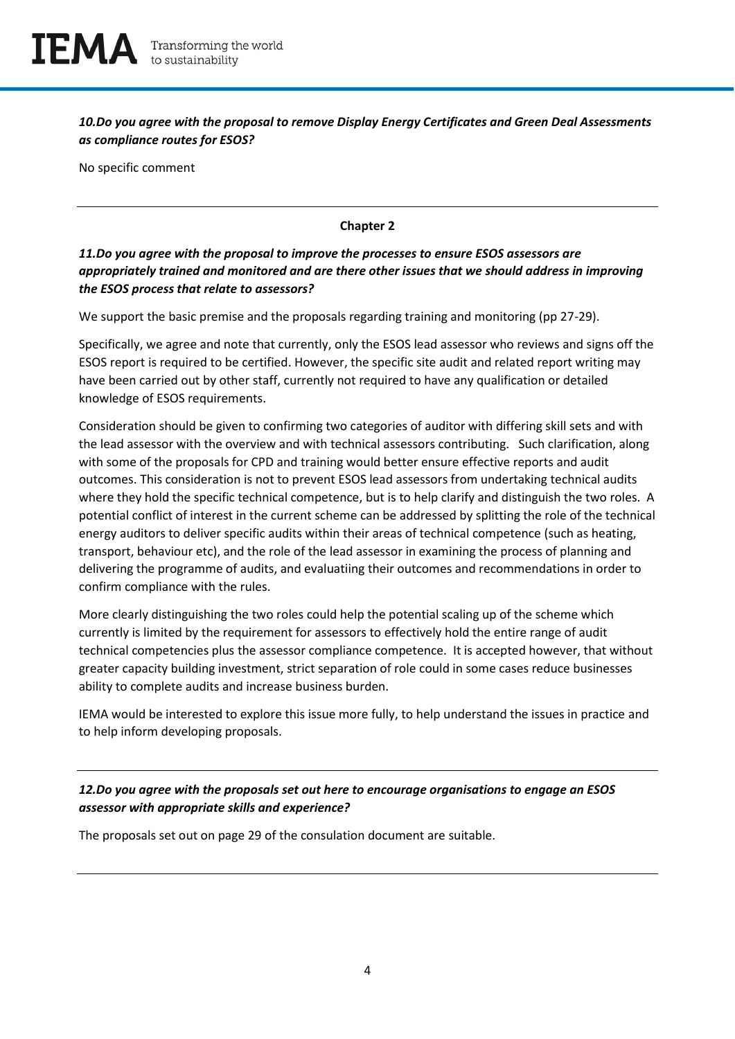***10.Do you agree with the proposal to remove Display Energy Certificates and Green Deal Assessments as compliance routes for ESOS?***

No specific comment

---

**Chapter 2**

***11.Do you agree with the proposal to improve the processes to ensure ESOS assessors are appropriately trained and monitored and are there other issues that we should address in improving the ESOS process that relate to assessors?***

We support the basic premise and the proposals regarding training and monitoring (pp 27-29).

Specifically, we agree and note that currently, only the ESOS lead assessor who reviews and signs off the ESOS report is required to be certified. However, the specific site audit and related report writing may have been carried out by other staff, currently not required to have any qualification or detailed knowledge of ESOS requirements.

Consideration should be given to confirming two categories of auditor with differing skill sets and with the lead assessor with the overview and with technical assessors contributing. Such clarification, along with some of the proposals for CPD and training would better ensure effective reports and audit outcomes. This consideration is not to prevent ESOS lead assessors from undertaking technical audits where they hold the specific technical competence, but is to help clarify and distinguish the two roles. A potential conflict of interest in the current scheme can be addressed by splitting the role of the technical energy auditors to deliver specific audits within their areas of technical competence (such as heating, transport, behaviour etc), and the role of the lead assessor in examining the process of planning and delivering the programme of audits, and evaluatiing their outcomes and recommendations in order to confirm compliance with the rules.

More clearly distinguishing the two roles could help the potential scaling up of the scheme which currently is limited by the requirement for assessors to effectively hold the entire range of audit technical competencies plus the assessor compliance competence. It is accepted however, that without greater capacity building investment, strict separation of role could in some cases reduce businesses ability to complete audits and increase business burden.

IEMA would be interested to explore this issue more fully, to help understand the issues in practice and to help inform developing proposals.

---

***12.Do you agree with the proposals set out here to encourage organisations to engage an ESOS assessor with appropriate skills and experience?***

The proposals set out on page 29 of the consulation document are suitable.

---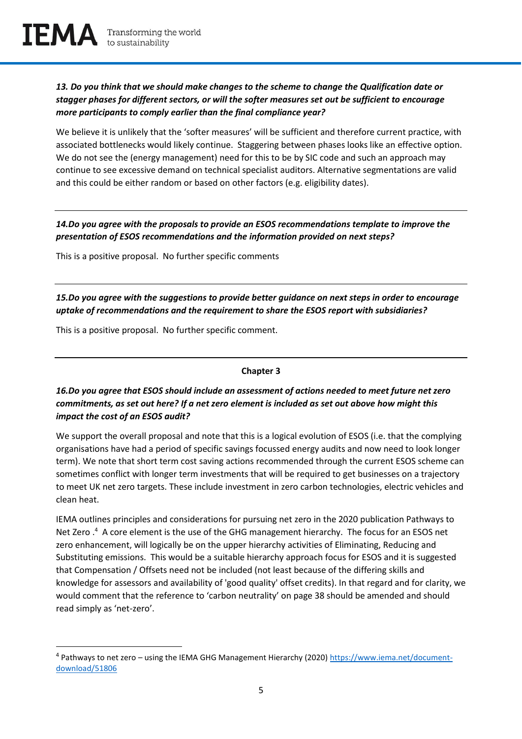***13. Do you think that we should make changes to the scheme to change the Qualification date or stagger phases for different sectors, or will the softer measures set out be sufficient to encourage more participants to comply earlier than the final compliance year?***

We believe it is unlikely that the 'softer measures' will be sufficient and therefore current practice, with associated bottlenecks would likely continue. Staggering between phases looks like an effective option. We do not see the (energy management) need for this to be by SIC code and such an approach may continue to see excessive demand on technical specialist auditors. Alternative segmentations are valid and this could be either random or based on other factors (e.g. eligibility dates).

---

***14.Do you agree with the proposals to provide an ESOS recommendations template to improve the presentation of ESOS recommendations and the information provided on next steps?***

This is a positive proposal. No further specific comments

---

***15.Do you agree with the suggestions to provide better guidance on next steps in order to encourage uptake of recommendations and the requirement to share the ESOS report with subsidiaries?***

This is a positive proposal. No further specific comment.

---

**Chapter 3**

***16.Do you agree that ESOS should include an assessment of actions needed to meet future net zero commitments, as set out here? If a net zero element is included as set out above how might this impact the cost of an ESOS audit?***

We support the overall proposal and note that this is a logical evolution of ESOS (i.e. that the complying organisations have had a period of specific savings focussed energy audits and now need to look longer term). We note that short term cost saving actions recommended through the current ESOS scheme can sometimes conflict with longer term investments that will be required to get businesses on a trajectory to meet UK net zero targets. These include investment in zero carbon technologies, electric vehicles and clean heat.

IEMA outlines principles and considerations for pursuing net zero in the 2020 publication Pathways to Net Zero .[4] A core element is the use of the GHG management hierarchy. The focus for an ESOS net zero enhancement, will logically be on the upper hierarchy activities of Eliminating, Reducing and Substituting emissions. This would be a suitable hierarchy approach focus for ESOS and it is suggested that Compensation / Offsets need not be included (not least because of the differing skills and knowledge for assessors and availability of 'good quality' offset credits). In that regard and for clarity, we would comment that the reference to 'carbon neutrality' on page 38 should be amended and should read simply as 'net-zero'.

[4] Pathways to net zero – using the IEMA GHG Management Hierarchy (2020) https://www.iema.net/document-download/51806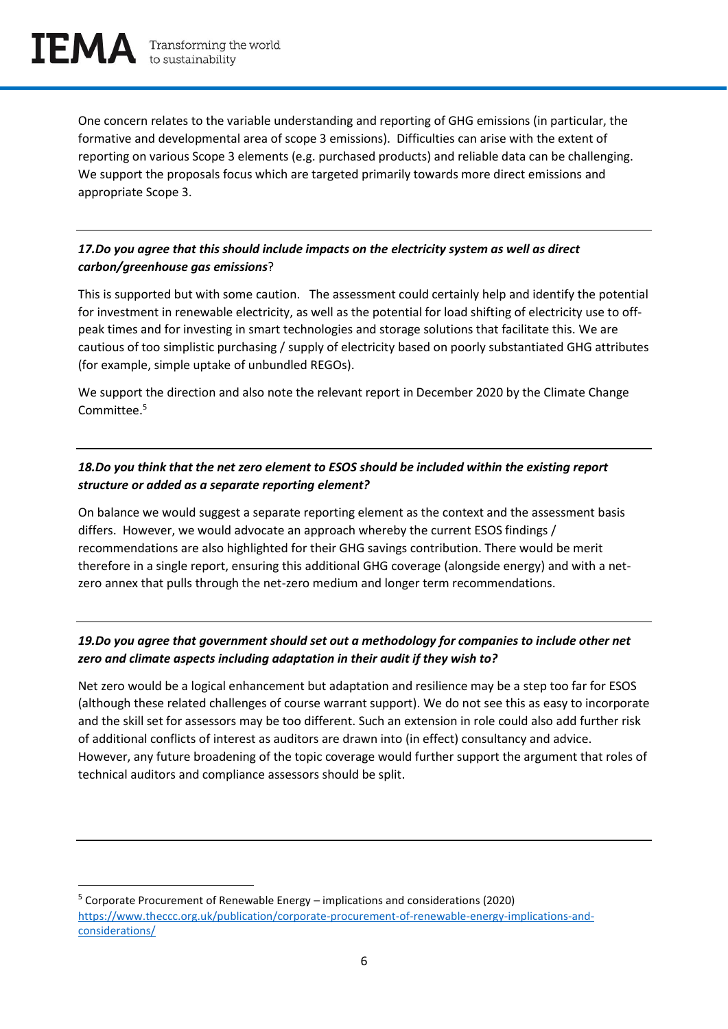One concern relates to the variable understanding and reporting of GHG emissions (in particular, the formative and developmental area of scope 3 emissions). Difficulties can arise with the extent of reporting on various Scope 3 elements (e.g. purchased products) and reliable data can be challenging. We support the proposals focus which are targeted primarily towards more direct emissions and appropriate Scope 3.

---

***17.Do you agree that this should include impacts on the electricity system as well as direct carbon/greenhouse gas emissions*?**

This is supported but with some caution. The assessment could certainly help and identify the potential for investment in renewable electricity, as well as the potential for load shifting of electricity use to off-peak times and for investing in smart technologies and storage solutions that facilitate this. We are cautious of too simplistic purchasing / supply of electricity based on poorly substantiated GHG attributes (for example, simple uptake of unbundled REGOs).

We support the direction and also note the relevant report in December 2020 by the Climate Change Committee.[5]

---

***18.Do you think that the net zero element to ESOS should be included within the existing report structure or added as a separate reporting element?***

On balance we would suggest a separate reporting element as the context and the assessment basis differs. However, we would advocate an approach whereby the current ESOS findings / recommendations are also highlighted for their GHG savings contribution. There would be merit therefore in a single report, ensuring this additional GHG coverage (alongside energy) and with a net-zero annex that pulls through the net-zero medium and longer term recommendations.

---

***19.Do you agree that government should set out a methodology for companies to include other net zero and climate aspects including adaptation in their audit if they wish to?***

Net zero would be a logical enhancement but adaptation and resilience may be a step too far for ESOS (although these related challenges of course warrant support). We do not see this as easy to incorporate and the skill set for assessors may be too different. Such an extension in role could also add further risk of additional conflicts of interest as auditors are drawn into (in effect) consultancy and advice. However, any future broadening of the topic coverage would further support the argument that roles of technical auditors and compliance assessors should be split.

---

[5] Corporate Procurement of Renewable Energy – implications and considerations (2020) https://www.theccc.org.uk/publication/corporate-procurement-of-renewable-energy-implications-and-considerations/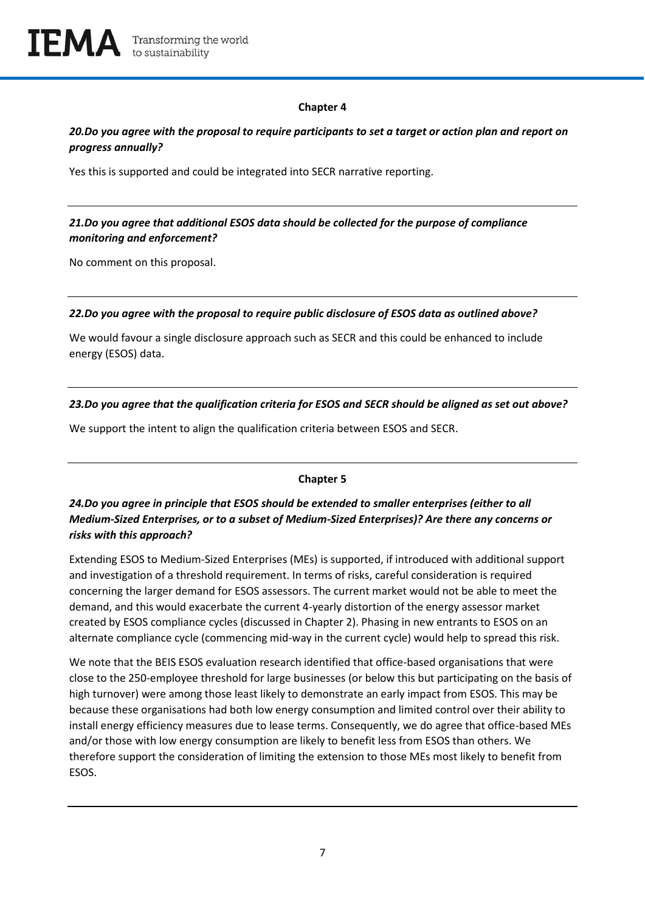## Chapter 4

***20.Do you agree with the proposal to require participants to set a target or action plan and report on progress annually?***

Yes this is supported and could be integrated into SECR narrative reporting.

---

***21.Do you agree that additional ESOS data should be collected for the purpose of compliance monitoring and enforcement?***

No comment on this proposal.

---

***22.Do you agree with the proposal to require public disclosure of ESOS data as outlined above?***

We would favour a single disclosure approach such as SECR and this could be enhanced to include energy (ESOS) data.

---

***23.Do you agree that the qualification criteria for ESOS and SECR should be aligned as set out above?***

We support the intent to align the qualification criteria between ESOS and SECR.

---

## Chapter 5

***24.Do you agree in principle that ESOS should be extended to smaller enterprises (either to all Medium-Sized Enterprises, or to a subset of Medium-Sized Enterprises)? Are there any concerns or risks with this approach?***

Extending ESOS to Medium-Sized Enterprises (MEs) is supported, if introduced with additional support and investigation of a threshold requirement. In terms of risks, careful consideration is required concerning the larger demand for ESOS assessors. The current market would not be able to meet the demand, and this would exacerbate the current 4-yearly distortion of the energy assessor market created by ESOS compliance cycles (discussed in Chapter 2). Phasing in new entrants to ESOS on an alternate compliance cycle (commencing mid-way in the current cycle) would help to spread this risk.

We note that the BEIS ESOS evaluation research identified that office-based organisations that were close to the 250-employee threshold for large businesses (or below this but participating on the basis of high turnover) were among those least likely to demonstrate an early impact from ESOS. This may be because these organisations had both low energy consumption and limited control over their ability to install energy efficiency measures due to lease terms. Consequently, we do agree that office-based MEs and/or those with low energy consumption are likely to benefit less from ESOS than others. We therefore support the consideration of limiting the extension to those MEs most likely to benefit from ESOS.

---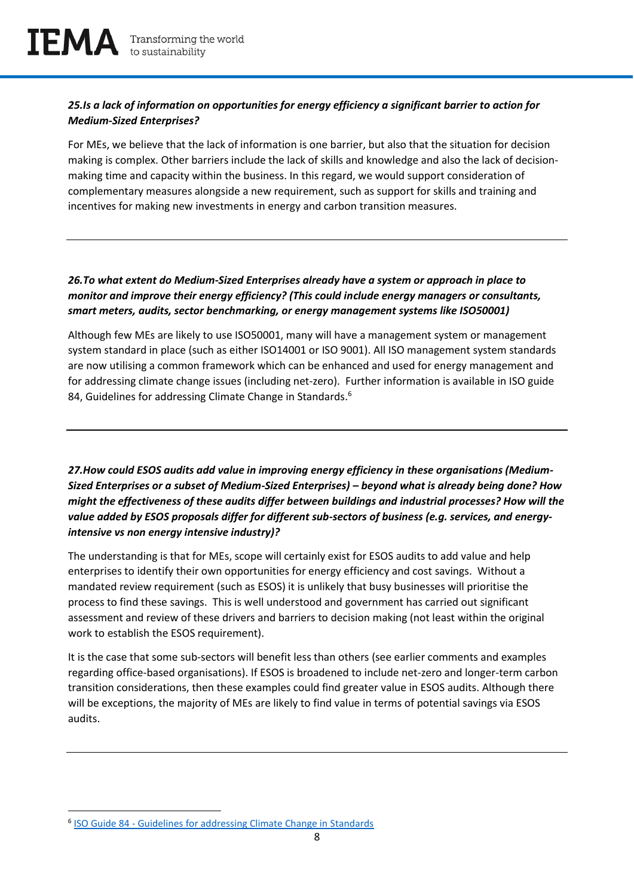***25.Is a lack of information on opportunities for energy efficiency a significant barrier to action for Medium-Sized Enterprises?***

For MEs, we believe that the lack of information is one barrier, but also that the situation for decision making is complex. Other barriers include the lack of skills and knowledge and also the lack of decision-making time and capacity within the business. In this regard, we would support consideration of complementary measures alongside a new requirement, such as support for skills and training and incentives for making new investments in energy and carbon transition measures.

---

***26.To what extent do Medium-Sized Enterprises already have a system or approach in place to monitor and improve their energy efficiency? (This could include energy managers or consultants, smart meters, audits, sector benchmarking, or energy management systems like ISO50001)***

Although few MEs are likely to use ISO50001, many will have a management system or management system standard in place (such as either ISO14001 or ISO 9001). All ISO management system standards are now utilising a common framework which can be enhanced and used for energy management and for addressing climate change issues (including net-zero). Further information is available in ISO guide 84, Guidelines for addressing Climate Change in Standards.[6]

---

***27.How could ESOS audits add value in improving energy efficiency in these organisations (Medium-Sized Enterprises or a subset of Medium-Sized Enterprises) – beyond what is already being done? How might the effectiveness of these audits differ between buildings and industrial processes? How will the value added by ESOS proposals differ for different sub-sectors of business (e.g. services, and energy-intensive vs non energy intensive industry)?***

The understanding is that for MEs, scope will certainly exist for ESOS audits to add value and help enterprises to identify their own opportunities for energy efficiency and cost savings. Without a mandated review requirement (such as ESOS) it is unlikely that busy businesses will prioritise the process to find these savings. This is well understood and government has carried out significant assessment and review of these drivers and barriers to decision making (not least within the original work to establish the ESOS requirement).

It is the case that some sub-sectors will benefit less than others (see earlier comments and examples regarding office-based organisations). If ESOS is broadened to include net-zero and longer-term carbon transition considerations, then these examples could find greater value in ESOS audits. Although there will be exceptions, the majority of MEs are likely to find value in terms of potential savings via ESOS audits.

---

[6] ISO Guide 84 - Guidelines for addressing Climate Change in Standards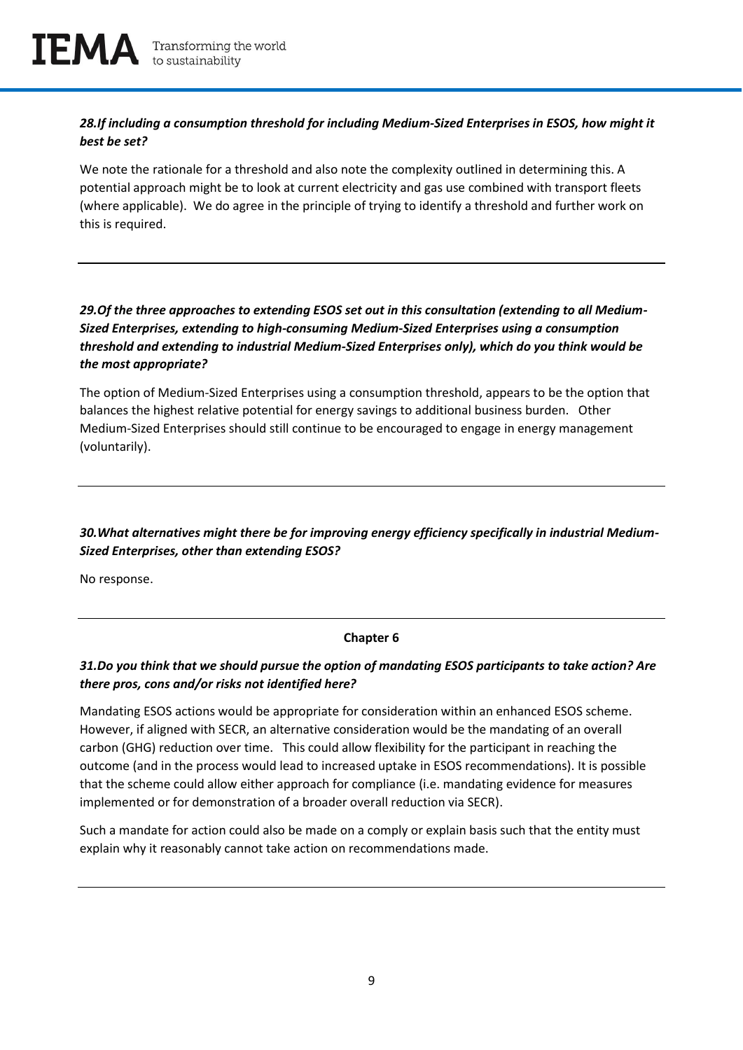***28.If including a consumption threshold for including Medium-Sized Enterprises in ESOS, how might it best be set?***

We note the rationale for a threshold and also note the complexity outlined in determining this. A potential approach might be to look at current electricity and gas use combined with transport fleets (where applicable). We do agree in the principle of trying to identify a threshold and further work on this is required.

---

***29.Of the three approaches to extending ESOS set out in this consultation (extending to all Medium-Sized Enterprises, extending to high-consuming Medium-Sized Enterprises using a consumption threshold and extending to industrial Medium-Sized Enterprises only), which do you think would be the most appropriate?***

The option of Medium-Sized Enterprises using a consumption threshold, appears to be the option that balances the highest relative potential for energy savings to additional business burden. Other Medium-Sized Enterprises should still continue to be encouraged to engage in energy management (voluntarily).

---

***30.What alternatives might there be for improving energy efficiency specifically in industrial Medium-Sized Enterprises, other than extending ESOS?***

No response.

---

**Chapter 6**

***31.Do you think that we should pursue the option of mandating ESOS participants to take action? Are there pros, cons and/or risks not identified here?***

Mandating ESOS actions would be appropriate for consideration within an enhanced ESOS scheme. However, if aligned with SECR, an alternative consideration would be the mandating of an overall carbon (GHG) reduction over time. This could allow flexibility for the participant in reaching the outcome (and in the process would lead to increased uptake in ESOS recommendations). It is possible that the scheme could allow either approach for compliance (i.e. mandating evidence for measures implemented or for demonstration of a broader overall reduction via SECR).

Such a mandate for action could also be made on a comply or explain basis such that the entity must explain why it reasonably cannot take action on recommendations made.

---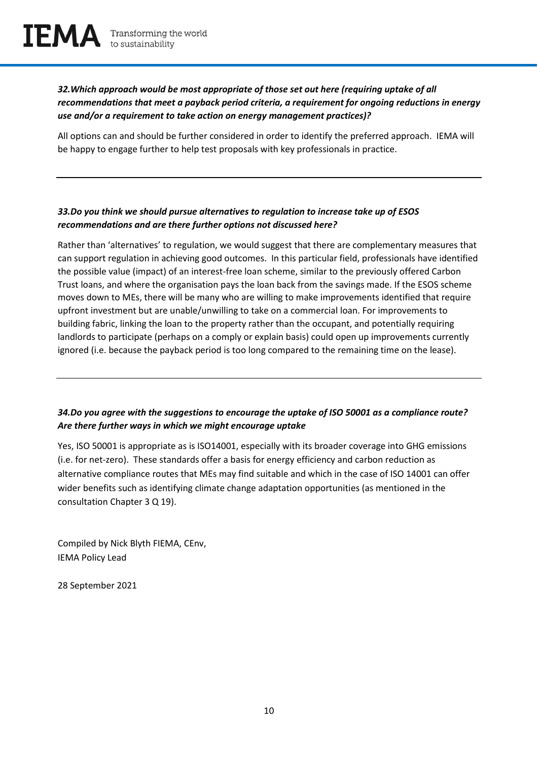***32.Which approach would be most appropriate of those set out here (requiring uptake of all recommendations that meet a payback period criteria, a requirement for ongoing reductions in energy use and/or a requirement to take action on energy management practices)?***

All options can and should be further considered in order to identify the preferred approach. IEMA will be happy to engage further to help test proposals with key professionals in practice.

---

***33.Do you think we should pursue alternatives to regulation to increase take up of ESOS recommendations and are there further options not discussed here?***

Rather than 'alternatives' to regulation, we would suggest that there are complementary measures that can support regulation in achieving good outcomes. In this particular field, professionals have identified the possible value (impact) of an interest-free loan scheme, similar to the previously offered Carbon Trust loans, and where the organisation pays the loan back from the savings made. If the ESOS scheme moves down to MEs, there will be many who are willing to make improvements identified that require upfront investment but are unable/unwilling to take on a commercial loan. For improvements to building fabric, linking the loan to the property rather than the occupant, and potentially requiring landlords to participate (perhaps on a comply or explain basis) could open up improvements currently ignored (i.e. because the payback period is too long compared to the remaining time on the lease).

---

***34.Do you agree with the suggestions to encourage the uptake of ISO 50001 as a compliance route? Are there further ways in which we might encourage uptake***

Yes, ISO 50001 is appropriate as is ISO14001, especially with its broader coverage into GHG emissions (i.e. for net-zero). These standards offer a basis for energy efficiency and carbon reduction as alternative compliance routes that MEs may find suitable and which in the case of ISO 14001 can offer wider benefits such as identifying climate change adaptation opportunities (as mentioned in the consultation Chapter 3 Q 19).

Compiled by Nick Blyth FIEMA, CEnv,
IEMA Policy Lead

28 September 2021